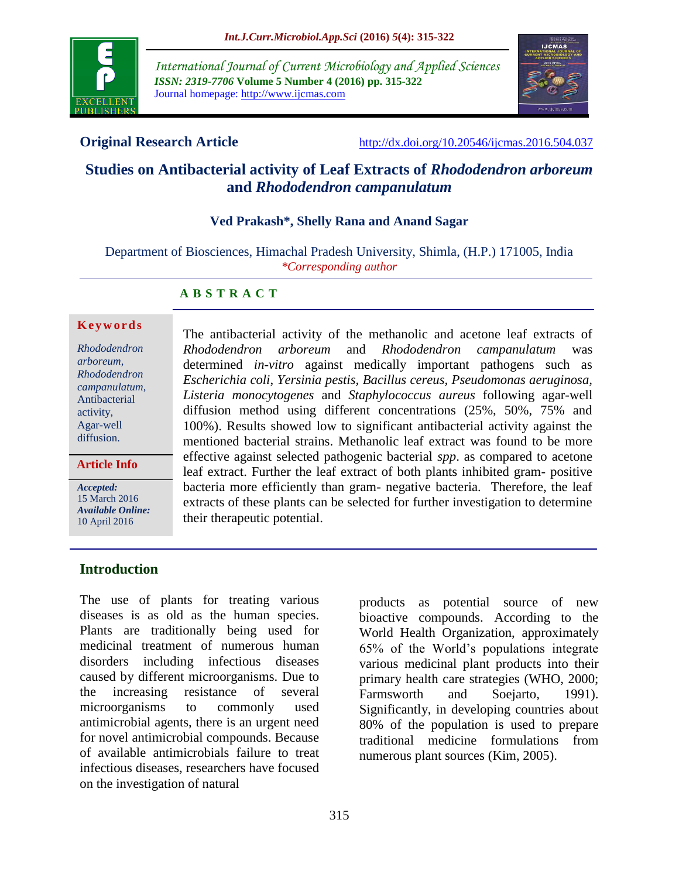**Original Research Article** http://dx.doi.org/10.20546/ijcmas.2016.504.037

# Studies on Antibacterial activity of Leaf Extracts of *Rhododendron arboreum* and *Rhododendron campanulatum*

**Ved Prakash\*, Shelly Rana and Anand Sagar**

Department of Biosciences, Himachal Pradesh University, Shimla, (H.P.) 171005, India
*\*Corresponding author*

## ABSTRACT

**Keywords**

*Rhododendron arboreum*, *Rhododendron campanulatum*, Antibacterial activity, Agar-well diffusion.

**Article Info**

***Accepted:*** 15 March 2016
***Available Online:*** 10 April 2016

The antibacterial activity of the methanolic and acetone leaf extracts of *Rhododendron arboreum* and *Rhododendron campanulatum* was determined *in-vitro* against medically important pathogens such as *Escherichia coli*, *Yersinia pestis*, *Bacillus cereus*, *Pseudomonas aeruginosa*, *Listeria monocytogenes* and *Staphylococcus aureus* following agar-well diffusion method using different concentrations (25%, 50%, 75% and 100%). Results showed low to significant antibacterial activity against the mentioned bacterial strains. Methanolic leaf extract was found to be more effective against selected pathogenic bacterial *spp*. as compared to acetone leaf extract. Further the leaf extract of both plants inhibited gram- positive bacteria more efficiently than gram- negative bacteria. Therefore, the leaf extracts of these plants can be selected for further investigation to determine their therapeutic potential.

## Introduction

The use of plants for treating various diseases is as old as the human species. Plants are traditionally being used for medicinal treatment of numerous human disorders including infectious diseases caused by different microorganisms. Due to the increasing resistance of several microorganisms to commonly used antimicrobial agents, there is an urgent need for novel antimicrobial compounds. Because of available antimicrobials failure to treat infectious diseases, researchers have focused on the investigation of natural products as potential source of new bioactive compounds. According to the World Health Organization, approximately 65% of the World's populations integrate various medicinal plant products into their primary health care strategies (WHO, 2000; Farmsworth and Soejarto, 1991). Significantly, in developing countries about 80% of the population is used to prepare traditional medicine formulations from numerous plant sources (Kim, 2005).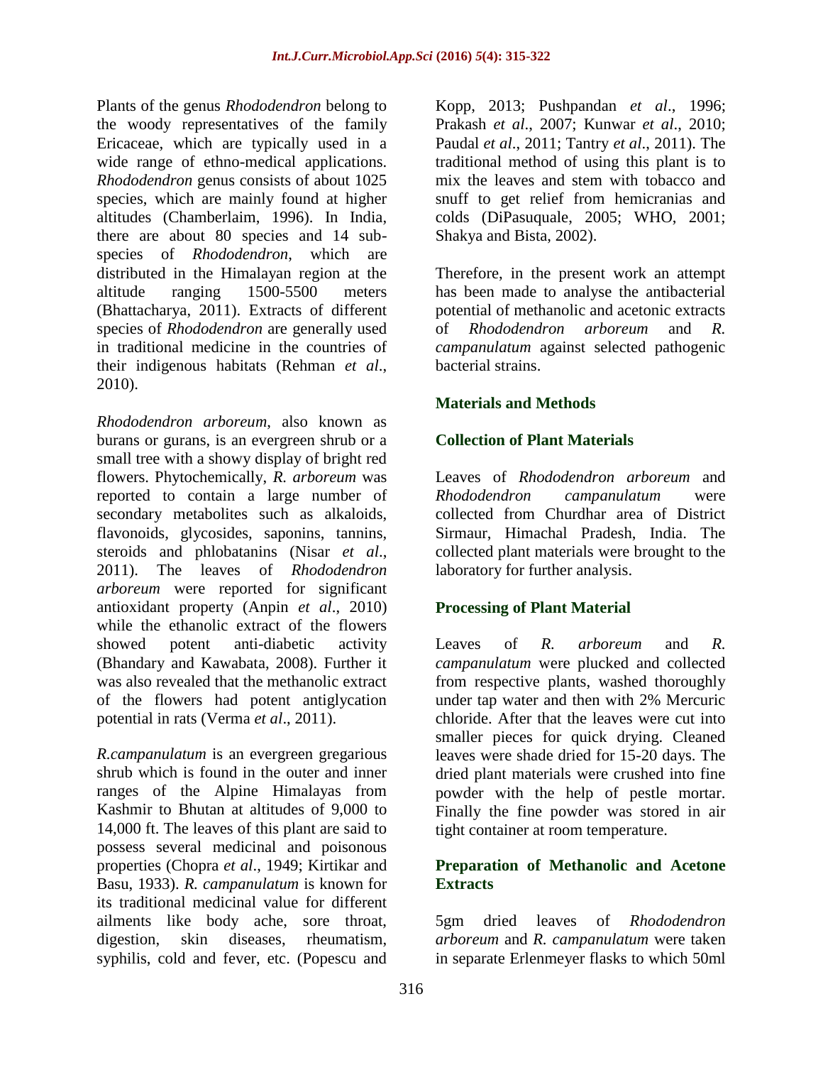Plants of the genus *Rhododendron* belong to the woody representatives of the family Ericaceae, which are typically used in a wide range of ethno-medical applications. *Rhododendron* genus consists of about 1025 species, which are mainly found at higher altitudes (Chamberlaim, 1996). In India, there are about 80 species and 14 sub-species of *Rhododendron*, which are distributed in the Himalayan region at the altitude ranging 1500-5500 meters (Bhattacharya, 2011). Extracts of different species of *Rhododendron* are generally used in traditional medicine in the countries of their indigenous habitats (Rehman *et al*., 2010).

*Rhododendron arboreum*, also known as burans or gurans, is an evergreen shrub or a small tree with a showy display of bright red flowers. Phytochemically, *R. arboreum* was reported to contain a large number of secondary metabolites such as alkaloids, flavonoids, glycosides, saponins, tannins, steroids and phlobatanins (Nisar *et al*., 2011). The leaves of *Rhododendron arboreum* were reported for significant antioxidant property (Anpin *et al*., 2010) while the ethanolic extract of the flowers showed potent anti-diabetic activity (Bhandary and Kawabata, 2008). Further it was also revealed that the methanolic extract of the flowers had potent antiglycation potential in rats (Verma *et al*., 2011).

*R.campanulatum* is an evergreen gregarious shrub which is found in the outer and inner ranges of the Alpine Himalayas from Kashmir to Bhutan at altitudes of 9,000 to 14,000 ft. The leaves of this plant are said to possess several medicinal and poisonous properties (Chopra *et al*., 1949; Kirtikar and Basu, 1933). *R. campanulatum* is known for its traditional medicinal value for different ailments like body ache, sore throat, digestion, skin diseases, rheumatism, syphilis, cold and fever, etc. (Popescu and Kopp, 2013; Pushpandan *et al*., 1996; Prakash *et al*., 2007; Kunwar *et al*., 2010; Paudal *et al*., 2011; Tantry *et al*., 2011). The traditional method of using this plant is to mix the leaves and stem with tobacco and snuff to get relief from hemicranias and colds (DiPasuquale, 2005; WHO, 2001; Shakya and Bista, 2002).

Therefore, in the present work an attempt has been made to analyse the antibacterial potential of methanolic and acetonic extracts of *Rhododendron arboreum* and *R. campanulatum* against selected pathogenic bacterial strains.

## Materials and Methods

### Collection of Plant Materials

Leaves of *Rhododendron arboreum* and *Rhododendron campanulatum* were collected from Churdhar area of District Sirmaur, Himachal Pradesh, India. The collected plant materials were brought to the laboratory for further analysis.

### Processing of Plant Material

Leaves of *R. arboreum* and *R. campanulatum* were plucked and collected from respective plants, washed thoroughly under tap water and then with 2% Mercuric chloride. After that the leaves were cut into smaller pieces for quick drying. Cleaned leaves were shade dried for 15-20 days. The dried plant materials were crushed into fine powder with the help of pestle mortar. Finally the fine powder was stored in air tight container at room temperature.

### Preparation of Methanolic and Acetone Extracts

5gm dried leaves of *Rhododendron arboreum* and *R. campanulatum* were taken in separate Erlenmeyer flasks to which 50ml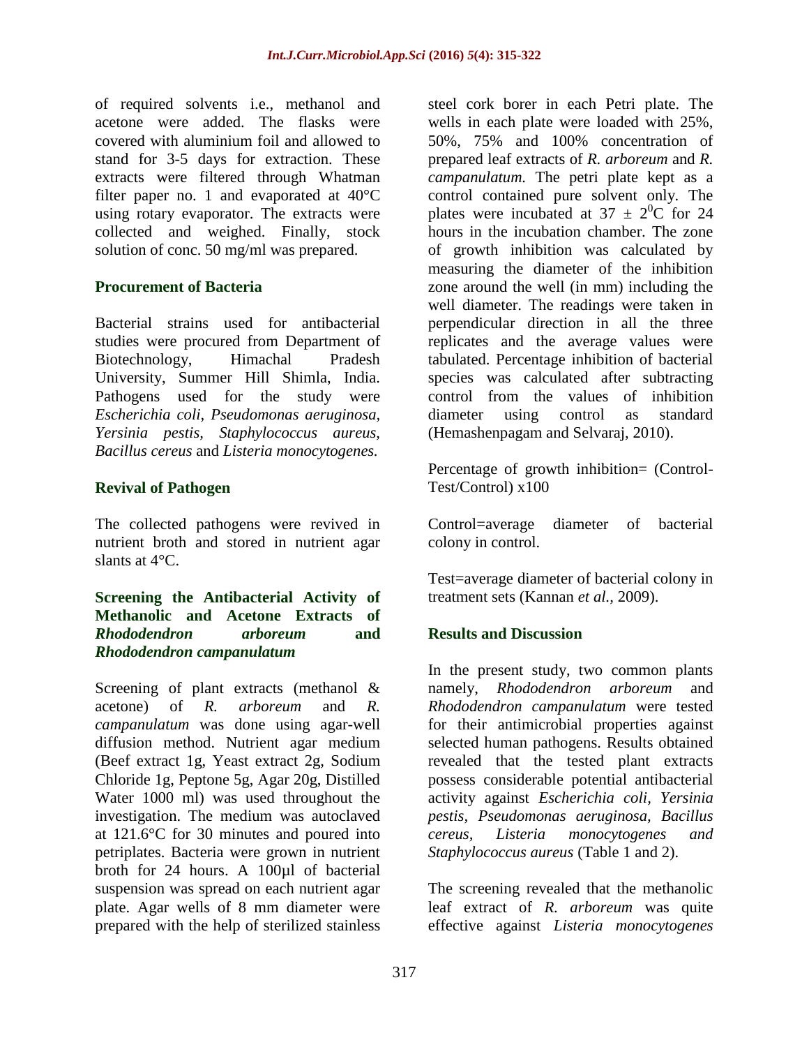of required solvents i.e., methanol and acetone were added. The flasks were covered with aluminium foil and allowed to stand for 3-5 days for extraction. These extracts were filtered through Whatman filter paper no. 1 and evaporated at 40°C using rotary evaporator. The extracts were collected and weighed. Finally, stock solution of conc. 50 mg/ml was prepared.

### Procurement of Bacteria

Bacterial strains used for antibacterial studies were procured from Department of Biotechnology, Himachal Pradesh University, Summer Hill Shimla, India. Pathogens used for the study were *Escherichia coli, Pseudomonas aeruginosa, Yersinia pestis, Staphylococcus aureus, Bacillus cereus* and *Listeria monocytogenes.*

### Revival of Pathogen

The collected pathogens were revived in nutrient broth and stored in nutrient agar slants at 4°C.

### Screening the Antibacterial Activity of Methanolic and Acetone Extracts of *Rhododendron arboreum* and *Rhododendron campanulatum*

Screening of plant extracts (methanol & acetone) of *R. arboreum* and *R. campanulatum* was done using agar-well diffusion method. Nutrient agar medium (Beef extract 1g, Yeast extract 2g, Sodium Chloride 1g, Peptone 5g, Agar 20g, Distilled Water 1000 ml) was used throughout the investigation. The medium was autoclaved at 121.6°C for 30 minutes and poured into petriplates. Bacteria were grown in nutrient broth for 24 hours. A 100µl of bacterial suspension was spread on each nutrient agar plate. Agar wells of 8 mm diameter were prepared with the help of sterilized stainless steel cork borer in each Petri plate. The wells in each plate were loaded with 25%, 50%, 75% and 100% concentration of prepared leaf extracts of *R. arboreum* and *R. campanulatum.* The petri plate kept as a control contained pure solvent only. The plates were incubated at $37 \pm 2^{0}$C for 24 hours in the incubation chamber. The zone of growth inhibition was calculated by measuring the diameter of the inhibition zone around the well (in mm) including the well diameter. The readings were taken in perpendicular direction in all the three replicates and the average values were tabulated. Percentage inhibition of bacterial species was calculated after subtracting control from the values of inhibition diameter using control as standard (Hemashenpagam and Selvaraj, 2010).

Percentage of growth inhibition= (Control-Test/Control) x100

Control=average diameter of bacterial colony in control.

Test=average diameter of bacterial colony in treatment sets (Kannan *et al.,* 2009).

## Results and Discussion

In the present study, two common plants namely, *Rhododendron arboreum* and *Rhododendron campanulatum* were tested for their antimicrobial properties against selected human pathogens. Results obtained revealed that the tested plant extracts possess considerable potential antibacterial activity against *Escherichia coli, Yersinia pestis, Pseudomonas aeruginosa, Bacillus cereus, Listeria monocytogenes* and *Staphylococcus aureus* (Table 1 and 2).

The screening revealed that the methanolic leaf extract of *R. arboreum* was quite effective against *Listeria monocytogenes*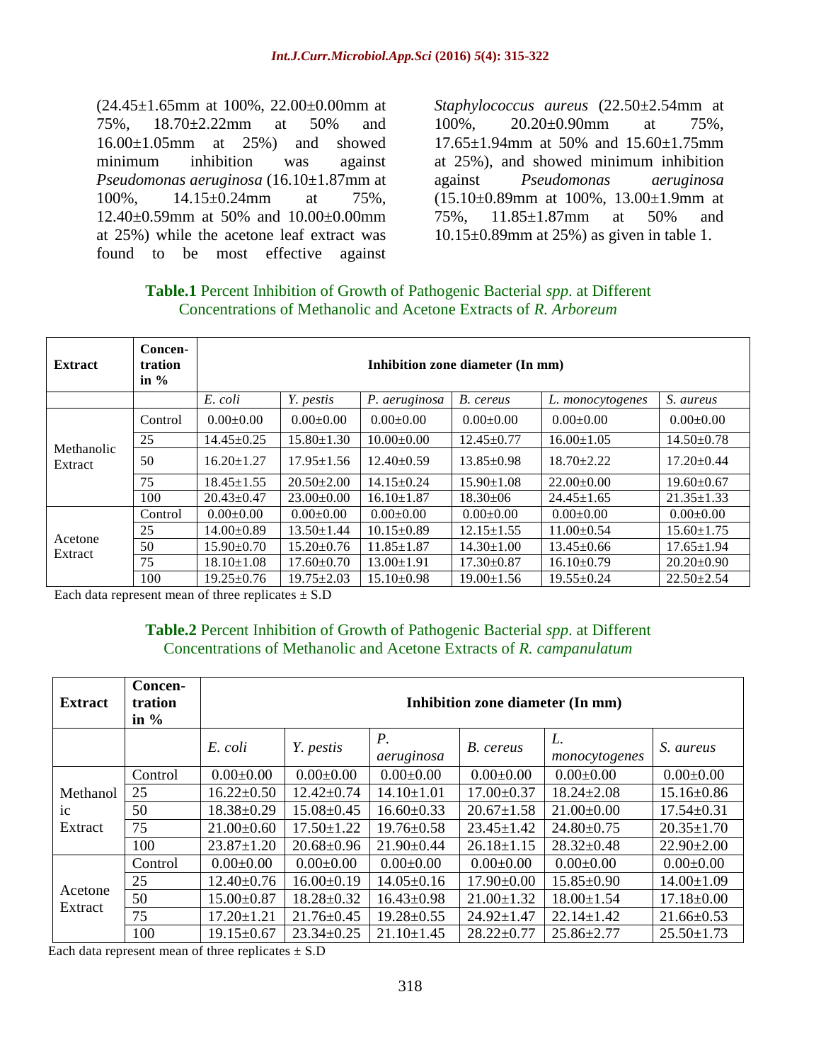(24.45±1.65mm at 100%, 22.00±0.00mm at 75%, 18.70±2.22mm at 50% and 16.00±1.05mm at 25%) and showed minimum inhibition was against *Pseudomonas aeruginosa* (16.10±1.87mm at 100%, 14.15±0.24mm at 75%, 12.40±0.59mm at 50% and 10.00±0.00mm at 25%) while the acetone leaf extract was found to be most effective against *Staphylococcus aureus* (22.50±2.54mm at 100%, 20.20±0.90mm at 75%, 17.65±1.94mm at 50% and 15.60±1.75mm at 25%), and showed minimum inhibition against *Pseudomonas aeruginosa* (15.10±0.89mm at 100%, 13.00±1.9mm at 75%, 11.85±1.87mm at 50% and 10.15±0.89mm at 25%) as given in table 1.

**Table.1** Percent Inhibition of Growth of Pathogenic Bacterial *spp*. at Different Concentrations of Methanolic and Acetone Extracts of *R. Arboreum*

| Extract | Concen-tration in % | Inhibition zone diameter (In mm) | | | | | |
|---|---|---|---|---|---|---|---|
| | | *E. coli* | *Y. pestis* | *P. aeruginosa* | *B. cereus* | *L. monocytogenes* | *S. aureus* |
| Methanolic Extract | Control | 0.00±0.00 | 0.00±0.00 | 0.00±0.00 | 0.00±0.00 | 0.00±0.00 | 0.00±0.00 |
| | 25 | 14.45±0.25 | 15.80±1.30 | 10.00±0.00 | 12.45±0.77 | 16.00±1.05 | 14.50±0.78 |
| | 50 | 16.20±1.27 | 17.95±1.56 | 12.40±0.59 | 13.85±0.98 | 18.70±2.22 | 17.20±0.44 |
| | 75 | 18.45±1.55 | 20.50±2.00 | 14.15±0.24 | 15.90±1.08 | 22.00±0.00 | 19.60±0.67 |
| | 100 | 20.43±0.47 | 23.00±0.00 | 16.10±1.87 | 18.30±06 | 24.45±1.65 | 21.35±1.33 |
| Acetone Extract | Control | 0.00±0.00 | 0.00±0.00 | 0.00±0.00 | 0.00±0.00 | 0.00±0.00 | 0.00±0.00 |
| | 25 | 14.00±0.89 | 13.50±1.44 | 10.15±0.89 | 12.15±1.55 | 11.00±0.54 | 15.60±1.75 |
| | 50 | 15.90±0.70 | 15.20±0.76 | 11.85±1.87 | 14.30±1.00 | 13.45±0.66 | 17.65±1.94 |
| | 75 | 18.10±1.08 | 17.60±0.70 | 13.00±1.91 | 17.30±0.87 | 16.10±0.79 | 20.20±0.90 |
| | 100 | 19.25±0.76 | 19.75±2.03 | 15.10±0.98 | 19.00±1.56 | 19.55±0.24 | 22.50±2.54 |

Each data represent mean of three replicates ± S.D

**Table.2** Percent Inhibition of Growth of Pathogenic Bacterial *spp*. at Different Concentrations of Methanolic and Acetone Extracts of *R. campanulatum*

| Extract | Concen-tration in % | Inhibition zone diameter (In mm) | | | | | |
|---|---|---|---|---|---|---|---|
| | | *E. coli* | *Y. pestis* | *P. aeruginosa* | *B. cereus* | *L. monocytogenes* | *S. aureus* |
| Methanolic Extract | Control | 0.00±0.00 | 0.00±0.00 | 0.00±0.00 | 0.00±0.00 | 0.00±0.00 | 0.00±0.00 |
| | 25 | 16.22±0.50 | 12.42±0.74 | 14.10±1.01 | 17.00±0.37 | 18.24±2.08 | 15.16±0.86 |
| | 50 | 18.38±0.29 | 15.08±0.45 | 16.60±0.33 | 20.67±1.58 | 21.00±0.00 | 17.54±0.31 |
| | 75 | 21.00±0.60 | 17.50±1.22 | 19.76±0.58 | 23.45±1.42 | 24.80±0.75 | 20.35±1.70 |
| | 100 | 23.87±1.20 | 20.68±0.96 | 21.90±0.44 | 26.18±1.15 | 28.32±0.48 | 22.90±2.00 |
| Acetone Extract | Control | 0.00±0.00 | 0.00±0.00 | 0.00±0.00 | 0.00±0.00 | 0.00±0.00 | 0.00±0.00 |
| | 25 | 12.40±0.76 | 16.00±0.19 | 14.05±0.16 | 17.90±0.00 | 15.85±0.90 | 14.00±1.09 |
| | 50 | 15.00±0.87 | 18.28±0.32 | 16.43±0.98 | 21.00±1.32 | 18.00±1.54 | 17.18±0.00 |
| | 75 | 17.20±1.21 | 21.76±0.45 | 19.28±0.55 | 24.92±1.47 | 22.14±1.42 | 21.66±0.53 |
| | 100 | 19.15±0.67 | 23.34±0.25 | 21.10±1.45 | 28.22±0.77 | 25.86±2.77 | 25.50±1.73 |

Each data represent mean of three replicates ± S.D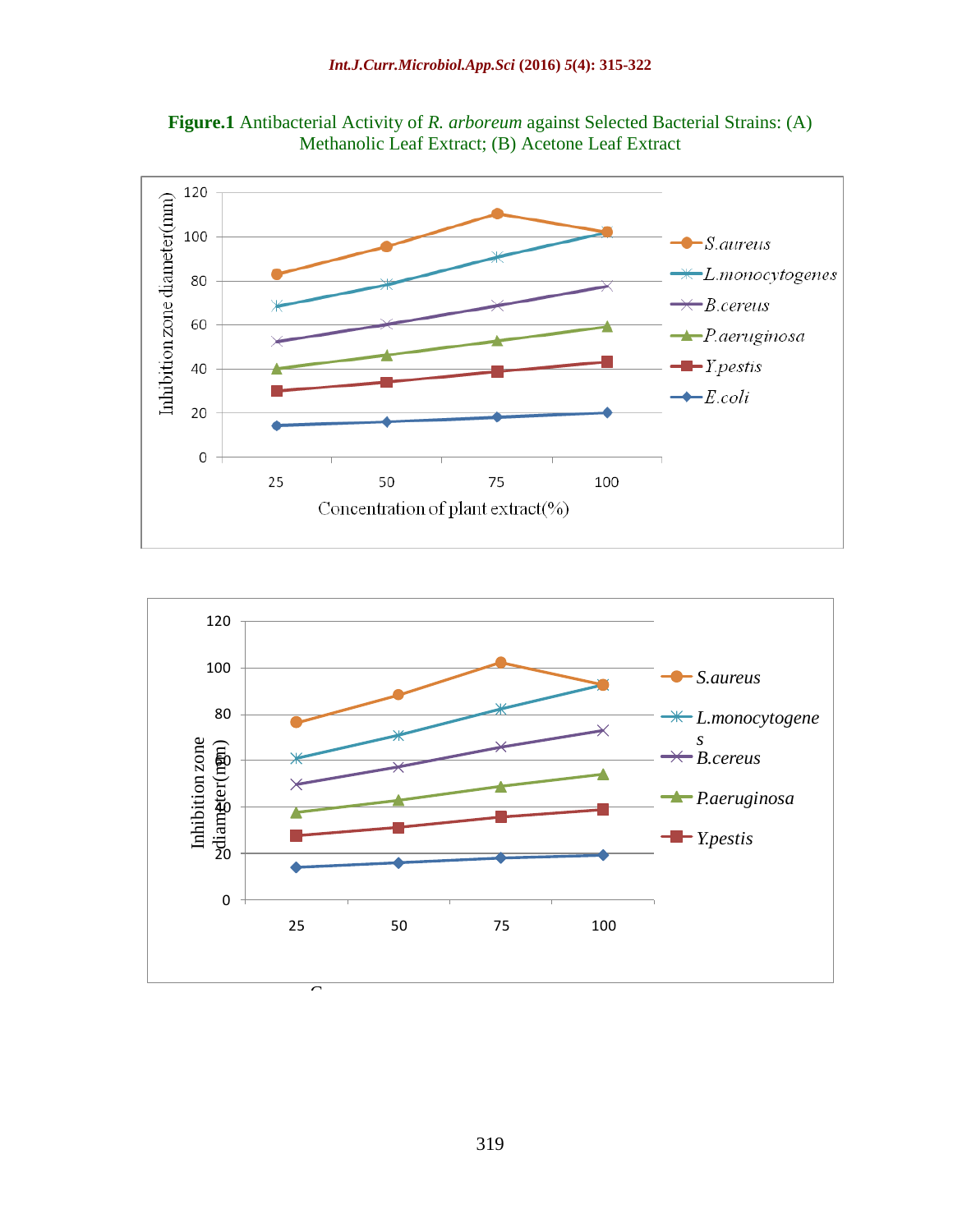**Figure.1** Antibacterial Activity of *R. arboreum* against Selected Bacterial Strains: (A) Methanolic Leaf Extract; (B) Acetone Leaf Extract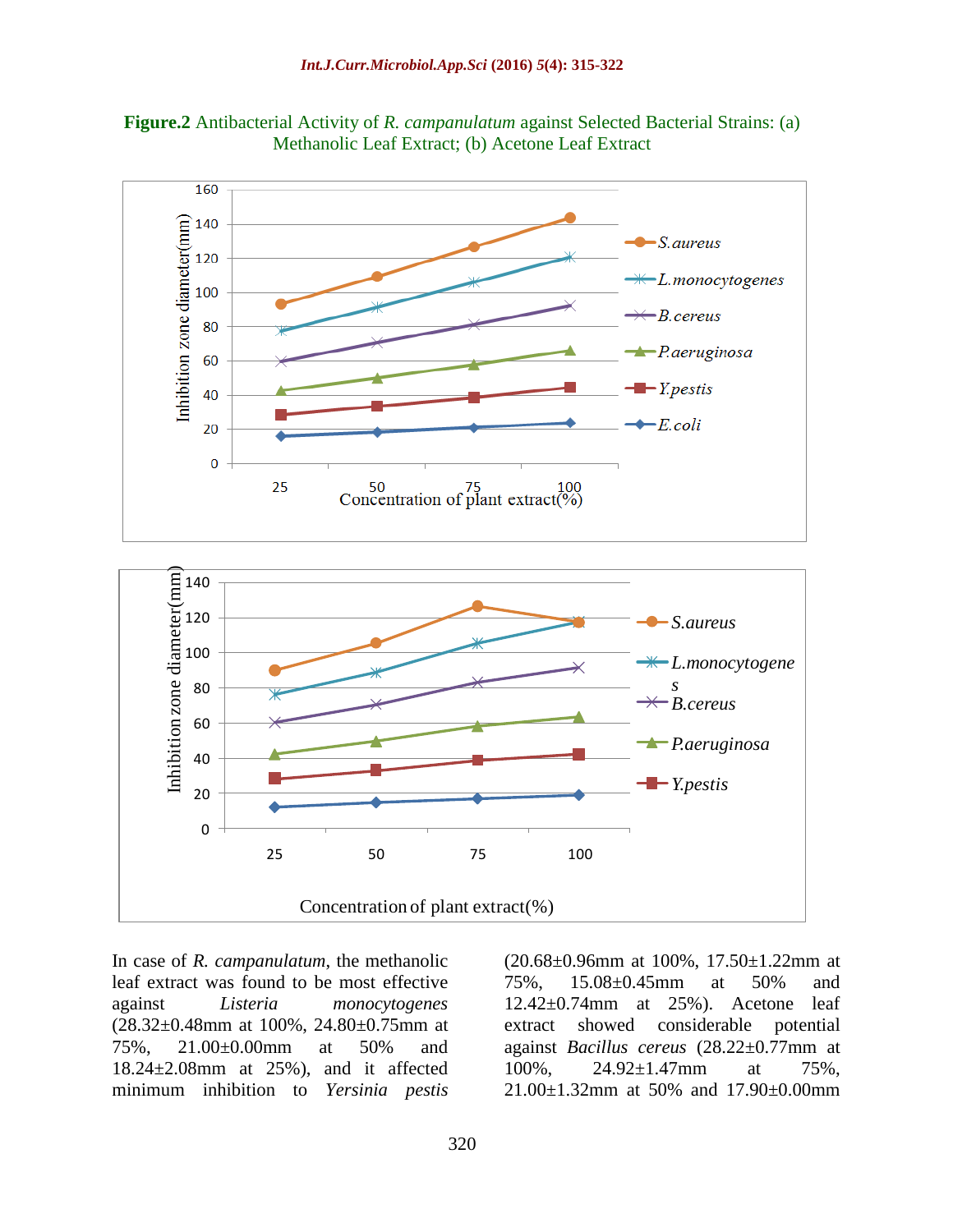**Figure.2** Antibacterial Activity of *R. campanulatum* against Selected Bacterial Strains: (a) Methanolic Leaf Extract; (b) Acetone Leaf Extract

In case of *R. campanulatum*, the methanolic leaf extract was found to be most effective against *Listeria monocytogenes* (28.32±0.48mm at 100%, 24.80±0.75mm at 75%, 21.00±0.00mm at 50% and 18.24±2.08mm at 25%), and it affected minimum inhibition to *Yersinia pestis* (20.68±0.96mm at 100%, 17.50±1.22mm at 75%, 15.08±0.45mm at 50% and 12.42±0.74mm at 25%). Acetone leaf extract showed considerable potential against *Bacillus cereus* (28.22±0.77mm at 100%, 24.92±1.47mm at 75%, 21.00±1.32mm at 50% and 17.90±0.00mm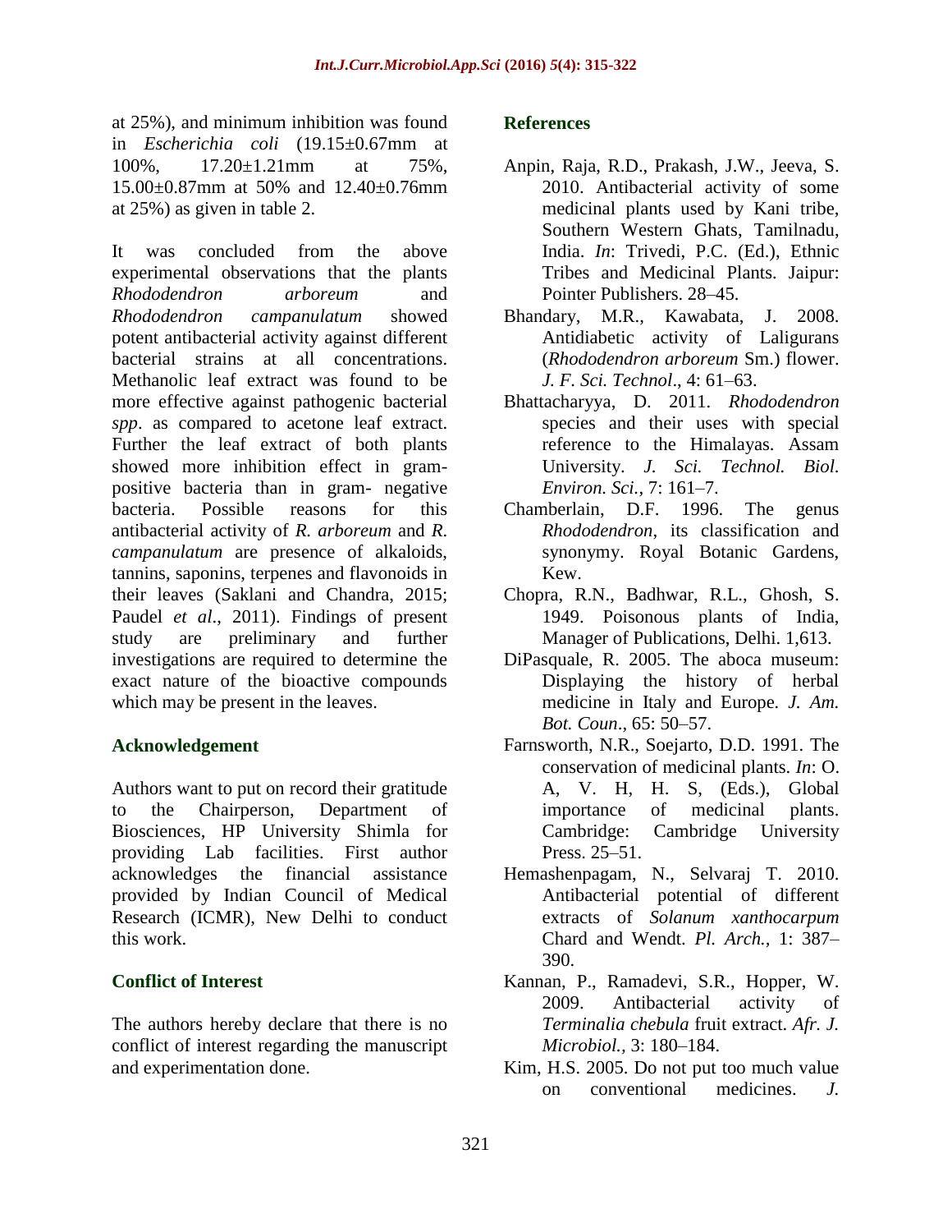at 25%), and minimum inhibition was found in *Escherichia coli* (19.15±0.67mm at 100%, 17.20±1.21mm at 75%, 15.00±0.87mm at 50% and 12.40±0.76mm at 25%) as given in table 2.

It was concluded from the above experimental observations that the plants *Rhododendron arboreum* and *Rhododendron campanulatum* showed potent antibacterial activity against different bacterial strains at all concentrations. Methanolic leaf extract was found to be more effective against pathogenic bacterial *spp*. as compared to acetone leaf extract. Further the leaf extract of both plants showed more inhibition effect in gram-positive bacteria than in gram- negative bacteria. Possible reasons for this antibacterial activity of *R. arboreum* and *R. campanulatum* are presence of alkaloids, tannins, saponins, terpenes and flavonoids in their leaves (Saklani and Chandra, 2015; Paudel *et al*., 2011). Findings of present study are preliminary and further investigations are required to determine the exact nature of the bioactive compounds which may be present in the leaves.

## Acknowledgement

Authors want to put on record their gratitude to the Chairperson, Department of Biosciences, HP University Shimla for providing Lab facilities. First author acknowledges the financial assistance provided by Indian Council of Medical Research (ICMR), New Delhi to conduct this work.

## Conflict of Interest

The authors hereby declare that there is no conflict of interest regarding the manuscript and experimentation done.

## References

Anpin, Raja, R.D., Prakash, J.W., Jeeva, S. 2010. Antibacterial activity of some medicinal plants used by Kani tribe, Southern Western Ghats, Tamilnadu, India. *In*: Trivedi, P.C. (Ed.), Ethnic Tribes and Medicinal Plants. Jaipur: Pointer Publishers. 28–45.

Bhandary, M.R., Kawabata, J. 2008. Antidiabetic activity of Laligurans (*Rhododendron arboreum* Sm.) flower. *J. F. Sci. Technol*., 4: 61–63.

Bhattacharyya, D. 2011. *Rhododendron* species and their uses with special reference to the Himalayas. Assam University. *J. Sci. Technol. Biol. Environ. Sci.*, 7: 161–7.

Chamberlain, D.F. 1996. The genus *Rhododendron*, its classification and synonymy. Royal Botanic Gardens, Kew.

Chopra, R.N., Badhwar, R.L., Ghosh, S. 1949. Poisonous plants of India, Manager of Publications, Delhi. 1,613.

DiPasquale, R. 2005. The aboca museum: Displaying the history of herbal medicine in Italy and Europe. *J. Am. Bot. Coun*., 65: 50–57.

Farnsworth, N.R., Soejarto, D.D. 1991. The conservation of medicinal plants. *In*: O. A, V. H, H. S, (Eds.), Global importance of medicinal plants. Cambridge: Cambridge University Press. 25–51.

Hemashenpagam, N., Selvaraj T. 2010. Antibacterial potential of different extracts of *Solanum xanthocarpum* Chard and Wendt. *Pl. Arch.*, 1: 387–390.

Kannan, P., Ramadevi, S.R., Hopper, W. 2009. Antibacterial activity of *Terminalia chebula* fruit extract. *Afr. J. Microbiol.*, 3: 180–184.

Kim, H.S. 2005. Do not put too much value on conventional medicines. *J.*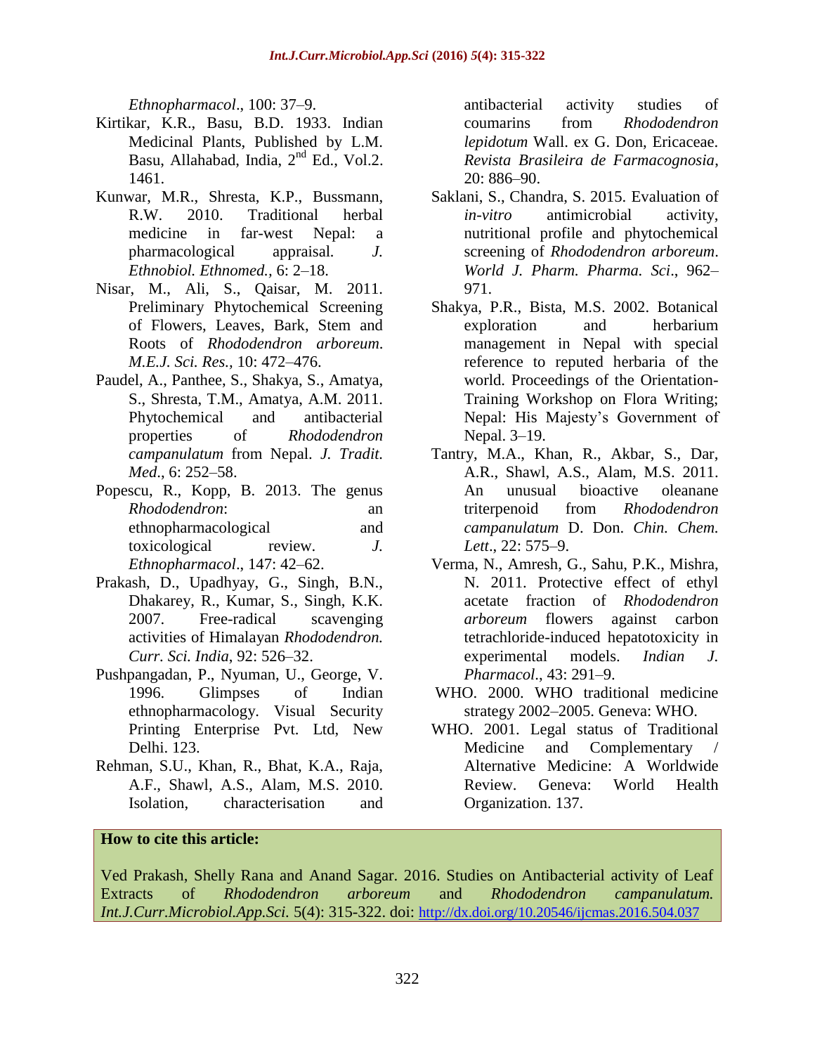*Ethnopharmacol*., 100: 37–9.

Kirtikar, K.R., Basu, B.D. 1933. Indian Medicinal Plants, Published by L.M. Basu, Allahabad, India, 2nd Ed., Vol.2. 1461.

Kunwar, M.R., Shresta, K.P., Bussmann, R.W. 2010. Traditional herbal medicine in far-west Nepal: a pharmacological appraisal. *J. Ethnobiol. Ethnomed.,* 6: 2–18.

Nisar, M., Ali, S., Qaisar, M. 2011. Preliminary Phytochemical Screening of Flowers, Leaves, Bark, Stem and Roots of *Rhododendron arboreum*. *M.E.J. Sci. Res.,* 10: 472–476.

Paudel, A., Panthee, S., Shakya, S., Amatya, S., Shresta, T.M., Amatya, A.M. 2011. Phytochemical and antibacterial properties of *Rhododendron campanulatum* from Nepal. *J. Tradit. Med*., 6: 252–58.

Popescu, R., Kopp, B. 2013. The genus *Rhododendron*: an ethnopharmacological and toxicological review. *J. Ethnopharmacol*., 147: 42–62.

Prakash, D., Upadhyay, G., Singh, B.N., Dhakarey, R., Kumar, S., Singh, K.K. 2007. Free-radical scavenging activities of Himalayan *Rhododendron. Curr. Sci. India*, 92: 526–32.

Pushpangadan, P., Nyuman, U., George, V. 1996. Glimpses of Indian ethnopharmacology. Visual Security Printing Enterprise Pvt. Ltd, New Delhi. 123.

Rehman, S.U., Khan, R., Bhat, K.A., Raja, A.F., Shawl, A.S., Alam, M.S. 2010. Isolation, characterisation and antibacterial activity studies of coumarins from *Rhododendron lepidotum* Wall. ex G. Don, Ericaceae. *Revista Brasileira de Farmacognosia*, 20: 886–90.

Saklani, S., Chandra, S. 2015. Evaluation of *in-vitro* antimicrobial activity, nutritional profile and phytochemical screening of *Rhododendron arboreum*. *World J. Pharm. Pharma. Sci*., 962–971.

Shakya, P.R., Bista, M.S. 2002. Botanical exploration and herbarium management in Nepal with special reference to reputed herbaria of the world. Proceedings of the Orientation-Training Workshop on Flora Writing; Nepal: His Majesty's Government of Nepal. 3–19.

Tantry, M.A., Khan, R., Akbar, S., Dar, A.R., Shawl, A.S., Alam, M.S. 2011. An unusual bioactive oleanane triterpenoid from *Rhododendron campanulatum* D. Don. *Chin. Chem. Lett*., 22: 575–9.

Verma, N., Amresh, G., Sahu, P.K., Mishra, N. 2011. Protective effect of ethyl acetate fraction of *Rhododendron arboreum* flowers against carbon tetrachloride-induced hepatotoxicity in experimental models. *Indian J. Pharmacol*., 43: 291–9.

WHO. 2000. WHO traditional medicine strategy 2002–2005. Geneva: WHO.

WHO. 2001. Legal status of Traditional Medicine and Complementary / Alternative Medicine: A Worldwide Review. Geneva: World Health Organization. 137.

**How to cite this article:**

Ved Prakash, Shelly Rana and Anand Sagar. 2016. Studies on Antibacterial activity of Leaf Extracts of *Rhododendron arboreum* and *Rhododendron campanulatum. Int.J.Curr.Microbiol.App.Sci.* 5(4): 315-322. doi: http://dx.doi.org/10.20546/ijcmas.2016.504.037